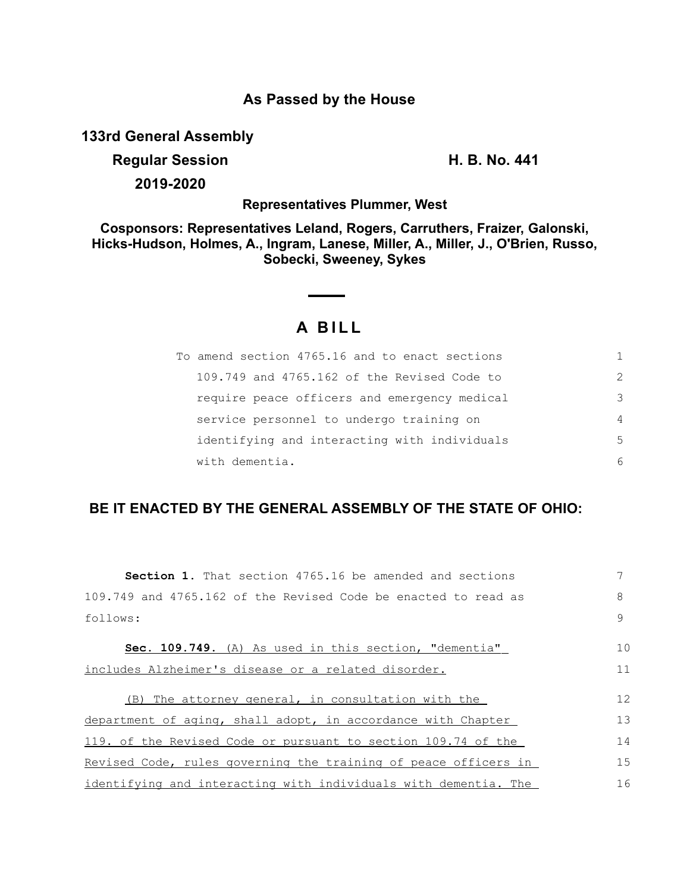**As Passed by the House**

**133rd General Assembly**

**Regular Session** **H. B. No. 441**

**2019-2020**

**Representatives Plummer, West**

**Cosponsors: Representatives Leland, Rogers, Carruthers, Fraizer, Galonski, Hicks-Hudson, Holmes, A., Ingram, Lanese, Miller, A., Miller, J., O'Brien, Russo, Sobecki, Sweeney, Sykes**

# A BILL

To amend section 4765.16 and to enact sections 109.749 and 4765.162 of the Revised Code to require peace officers and emergency medical service personnel to undergo training on identifying and interacting with individuals with dementia.

**BE IT ENACTED BY THE GENERAL ASSEMBLY OF THE STATE OF OHIO:**

**Section 1.** That section 4765.16 be amended and sections 109.749 and 4765.162 of the Revised Code be enacted to read as follows:

**Sec. 109.749.** (A) As used in this section, "dementia" includes Alzheimer's disease or a related disorder.

(B) The attorney general, in consultation with the department of aging, shall adopt, in accordance with Chapter 119. of the Revised Code or pursuant to section 109.74 of the Revised Code, rules governing the training of peace officers in identifying and interacting with individuals with dementia. The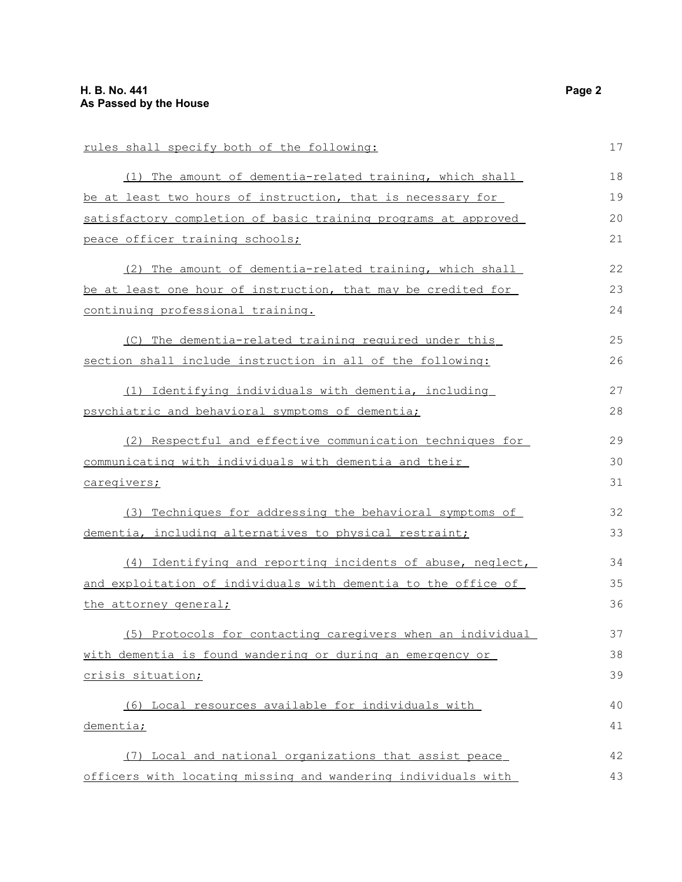rules shall specify both of the following:

(1) The amount of dementia-related training, which shall be at least two hours of instruction, that is necessary for satisfactory completion of basic training programs at approved peace officer training schools;

(2) The amount of dementia-related training, which shall be at least one hour of instruction, that may be credited for continuing professional training.

(C) The dementia-related training required under this section shall include instruction in all of the following:

(1) Identifying individuals with dementia, including psychiatric and behavioral symptoms of dementia;

(2) Respectful and effective communication techniques for communicating with individuals with dementia and their caregivers;

(3) Techniques for addressing the behavioral symptoms of dementia, including alternatives to physical restraint;

(4) Identifying and reporting incidents of abuse, neglect, and exploitation of individuals with dementia to the office of the attorney general;

(5) Protocols for contacting caregivers when an individual with dementia is found wandering or during an emergency or crisis situation;

(6) Local resources available for individuals with dementia;

(7) Local and national organizations that assist peace officers with locating missing and wandering individuals with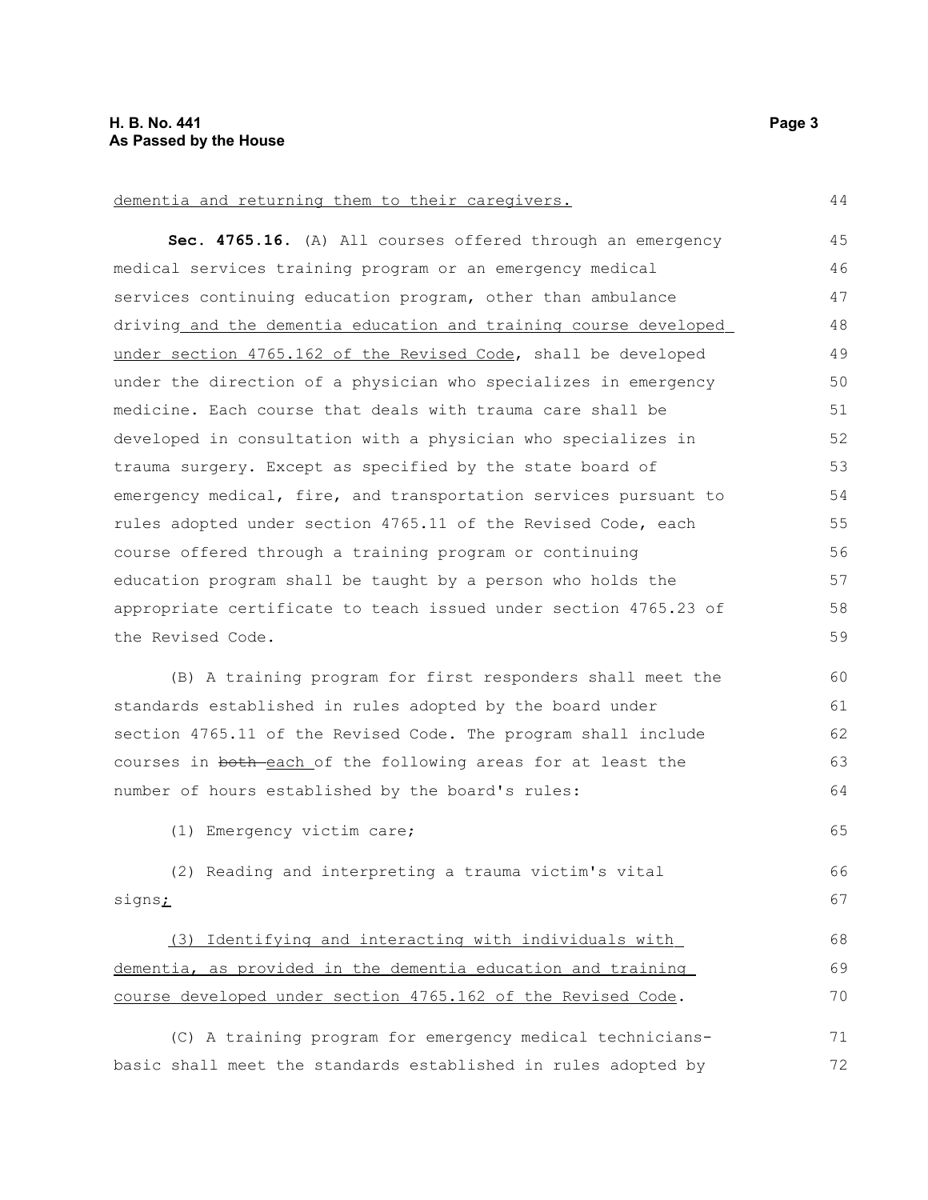dementia and returning them to their caregivers.

**Sec. 4765.16.** (A) All courses offered through an emergency medical services training program or an emergency medical services continuing education program, other than ambulance driving and the dementia education and training course developed under section 4765.162 of the Revised Code, shall be developed under the direction of a physician who specializes in emergency medicine. Each course that deals with trauma care shall be developed in consultation with a physician who specializes in trauma surgery. Except as specified by the state board of emergency medical, fire, and transportation services pursuant to rules adopted under section 4765.11 of the Revised Code, each course offered through a training program or continuing education program shall be taught by a person who holds the appropriate certificate to teach issued under section 4765.23 of the Revised Code.

(B) A training program for first responders shall meet the standards established in rules adopted by the board under section 4765.11 of the Revised Code. The program shall include courses in ~~both~~ each of the following areas for at least the number of hours established by the board's rules:

(1) Emergency victim care;

(2) Reading and interpreting a trauma victim's vital signs;

(3) Identifying and interacting with individuals with dementia, as provided in the dementia education and training course developed under section 4765.162 of the Revised Code.

(C) A training program for emergency medical technicians-basic shall meet the standards established in rules adopted by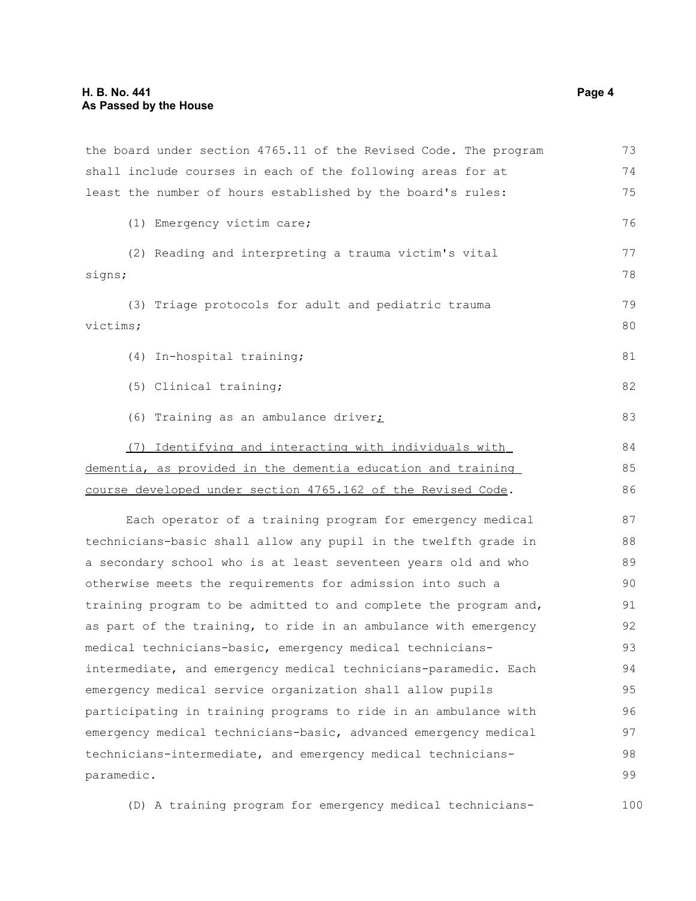the board under section 4765.11 of the Revised Code. The program shall include courses in each of the following areas for at least the number of hours established by the board's rules:

(1) Emergency victim care;

(2) Reading and interpreting a trauma victim's vital signs;

(3) Triage protocols for adult and pediatric trauma victims;

(4) In-hospital training;

(5) Clinical training;

(6) Training as an ambulance driver;

(7) Identifying and interacting with individuals with dementia, as provided in the dementia education and training course developed under section 4765.162 of the Revised Code.

Each operator of a training program for emergency medical technicians-basic shall allow any pupil in the twelfth grade in a secondary school who is at least seventeen years old and who otherwise meets the requirements for admission into such a training program to be admitted to and complete the program and, as part of the training, to ride in an ambulance with emergency medical technicians-basic, emergency medical technicians-intermediate, and emergency medical technicians-paramedic. Each emergency medical service organization shall allow pupils participating in training programs to ride in an ambulance with emergency medical technicians-basic, advanced emergency medical technicians-intermediate, and emergency medical technicians-paramedic.

(D) A training program for emergency medical technicians-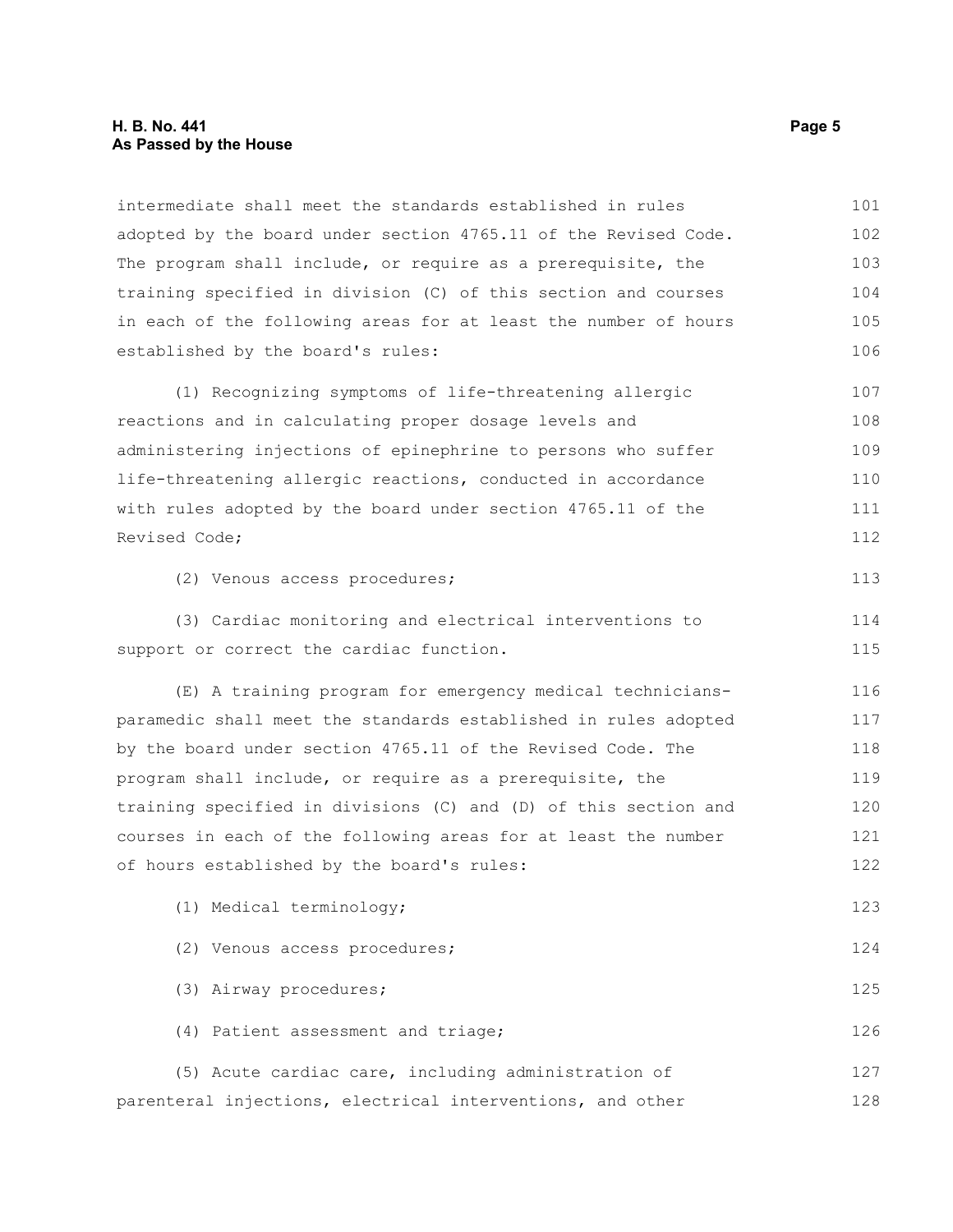intermediate shall meet the standards established in rules adopted by the board under section 4765.11 of the Revised Code. The program shall include, or require as a prerequisite, the training specified in division (C) of this section and courses in each of the following areas for at least the number of hours established by the board's rules:

(1) Recognizing symptoms of life-threatening allergic reactions and in calculating proper dosage levels and administering injections of epinephrine to persons who suffer life-threatening allergic reactions, conducted in accordance with rules adopted by the board under section 4765.11 of the Revised Code;

(2) Venous access procedures;

(3) Cardiac monitoring and electrical interventions to support or correct the cardiac function.

(E) A training program for emergency medical technicians-paramedic shall meet the standards established in rules adopted by the board under section 4765.11 of the Revised Code. The program shall include, or require as a prerequisite, the training specified in divisions (C) and (D) of this section and courses in each of the following areas for at least the number of hours established by the board's rules:

(1) Medical terminology;

(2) Venous access procedures;

(3) Airway procedures;

(4) Patient assessment and triage;

(5) Acute cardiac care, including administration of parenteral injections, electrical interventions, and other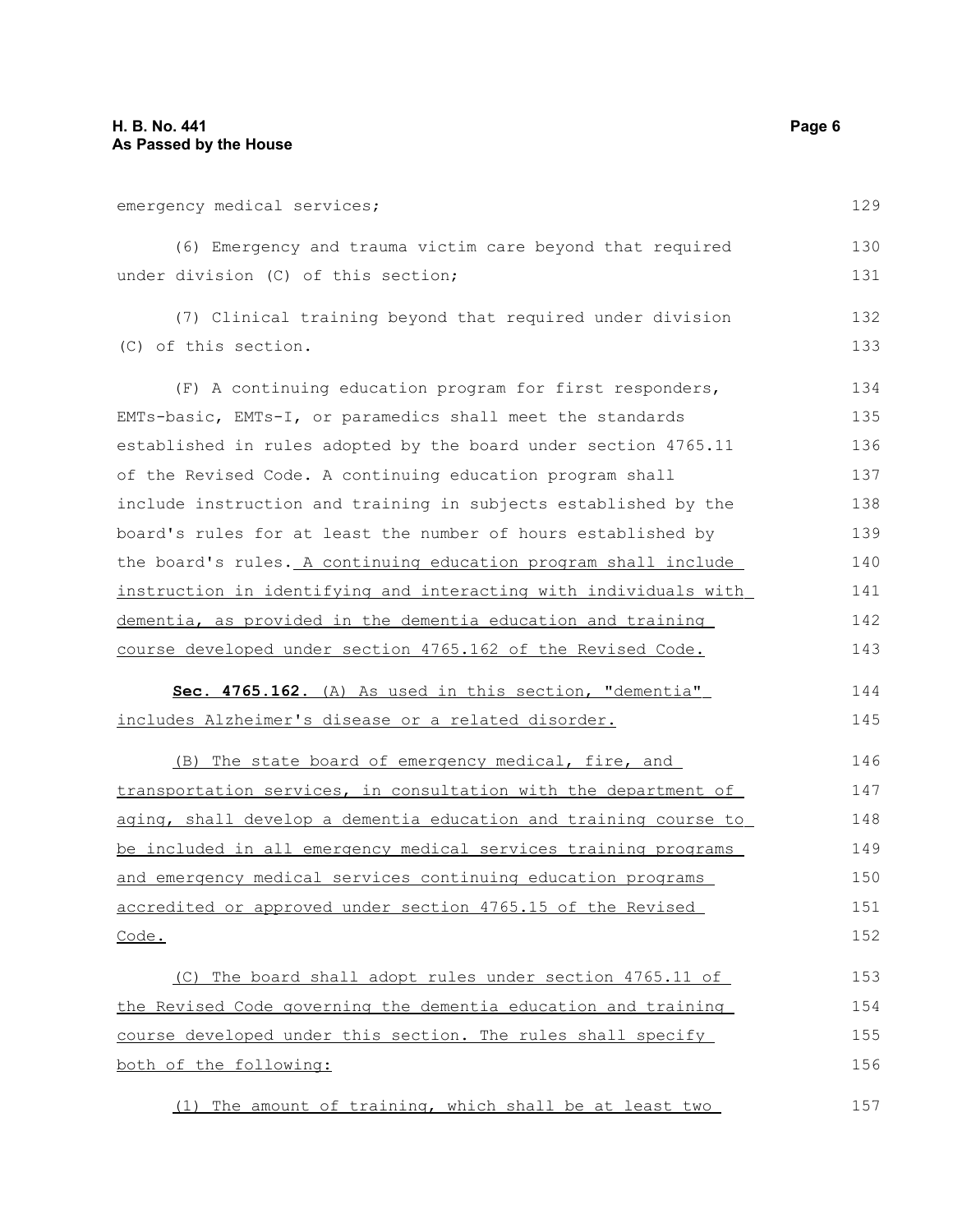emergency medical services;

(6) Emergency and trauma victim care beyond that required under division (C) of this section;

(7) Clinical training beyond that required under division (C) of this section.

(F) A continuing education program for first responders, EMTs-basic, EMTs-I, or paramedics shall meet the standards established in rules adopted by the board under section 4765.11 of the Revised Code. A continuing education program shall include instruction and training in subjects established by the board's rules for at least the number of hours established by the board's rules. A continuing education program shall include instruction in identifying and interacting with individuals with dementia, as provided in the dementia education and training course developed under section 4765.162 of the Revised Code.

**Sec. 4765.162.** (A) As used in this section, "dementia" includes Alzheimer's disease or a related disorder.

(B) The state board of emergency medical, fire, and transportation services, in consultation with the department of aging, shall develop a dementia education and training course to be included in all emergency medical services training programs and emergency medical services continuing education programs accredited or approved under section 4765.15 of the Revised Code.

(C) The board shall adopt rules under section 4765.11 of the Revised Code governing the dementia education and training course developed under this section. The rules shall specify both of the following:

(1) The amount of training, which shall be at least two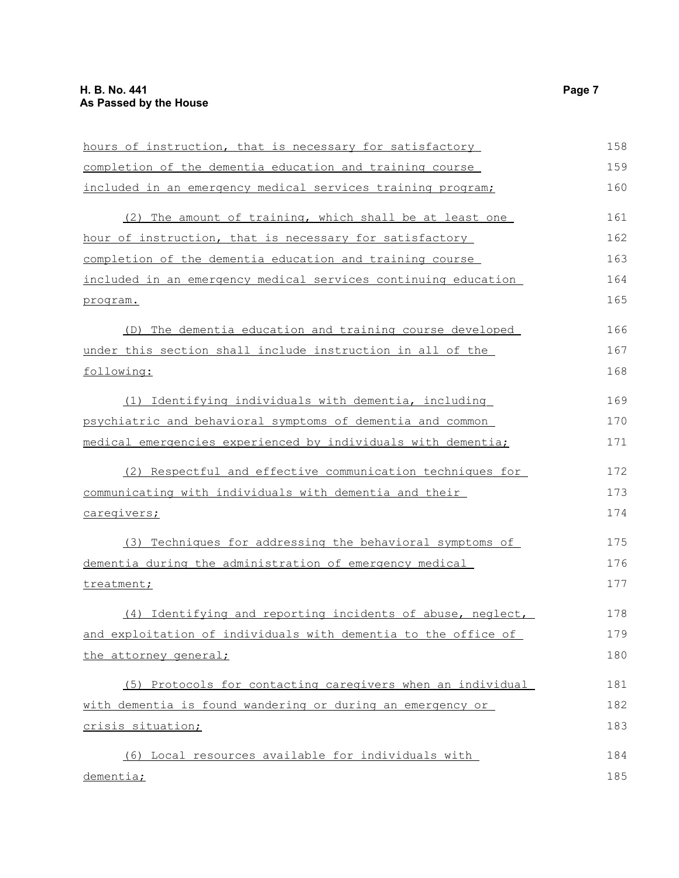hours of instruction, that is necessary for satisfactory completion of the dementia education and training course included in an emergency medical services training program;

(2) The amount of training, which shall be at least one hour of instruction, that is necessary for satisfactory completion of the dementia education and training course included in an emergency medical services continuing education program.

(D) The dementia education and training course developed under this section shall include instruction in all of the following:

(1) Identifying individuals with dementia, including psychiatric and behavioral symptoms of dementia and common medical emergencies experienced by individuals with dementia;

(2) Respectful and effective communication techniques for communicating with individuals with dementia and their caregivers;

(3) Techniques for addressing the behavioral symptoms of dementia during the administration of emergency medical treatment;

(4) Identifying and reporting incidents of abuse, neglect, and exploitation of individuals with dementia to the office of the attorney general;

(5) Protocols for contacting caregivers when an individual with dementia is found wandering or during an emergency or crisis situation;

(6) Local resources available for individuals with dementia;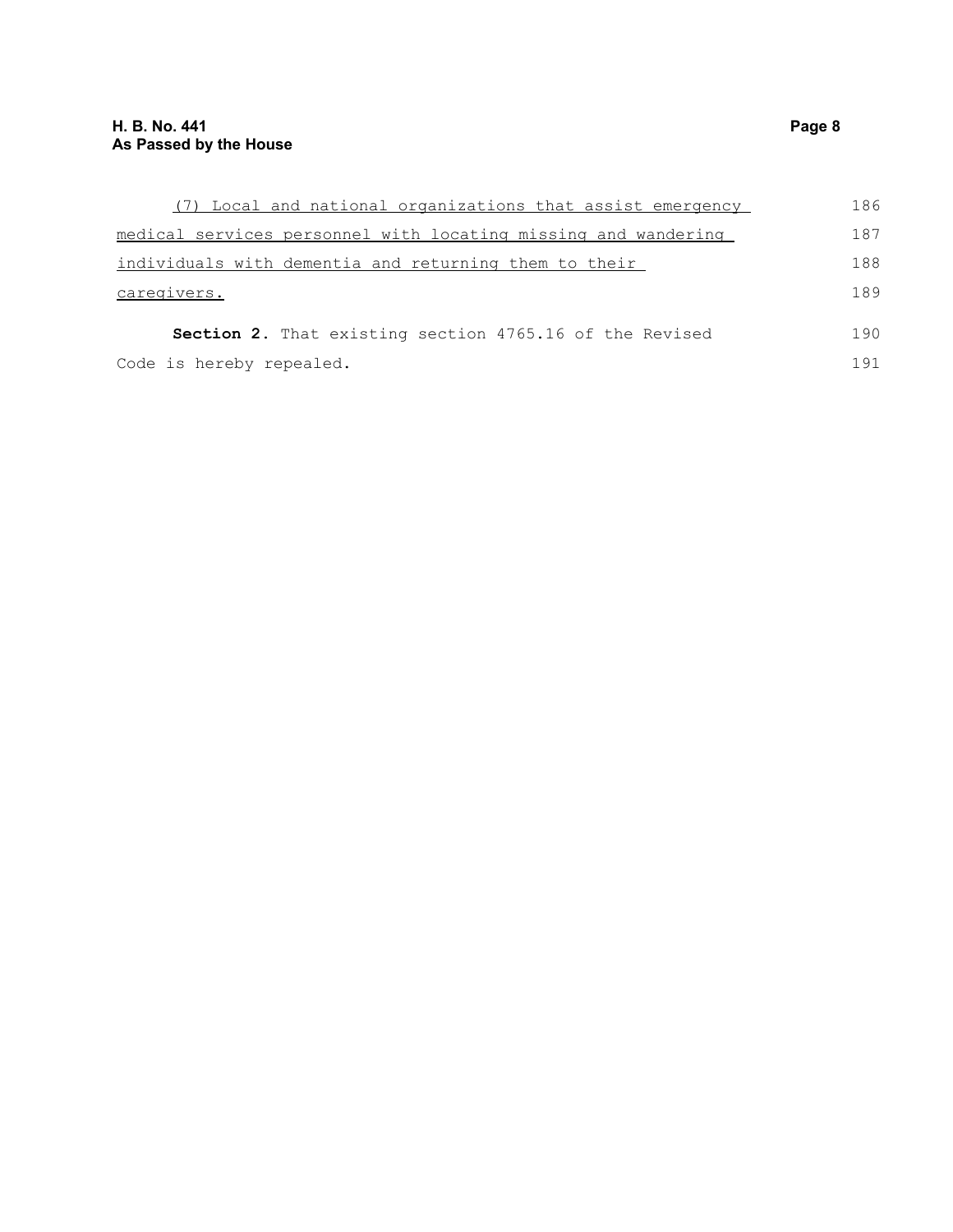(7) Local and national organizations that assist emergency medical services personnel with locating missing and wandering individuals with dementia and returning them to their caregivers.

**Section 2.** That existing section 4765.16 of the Revised Code is hereby repealed.